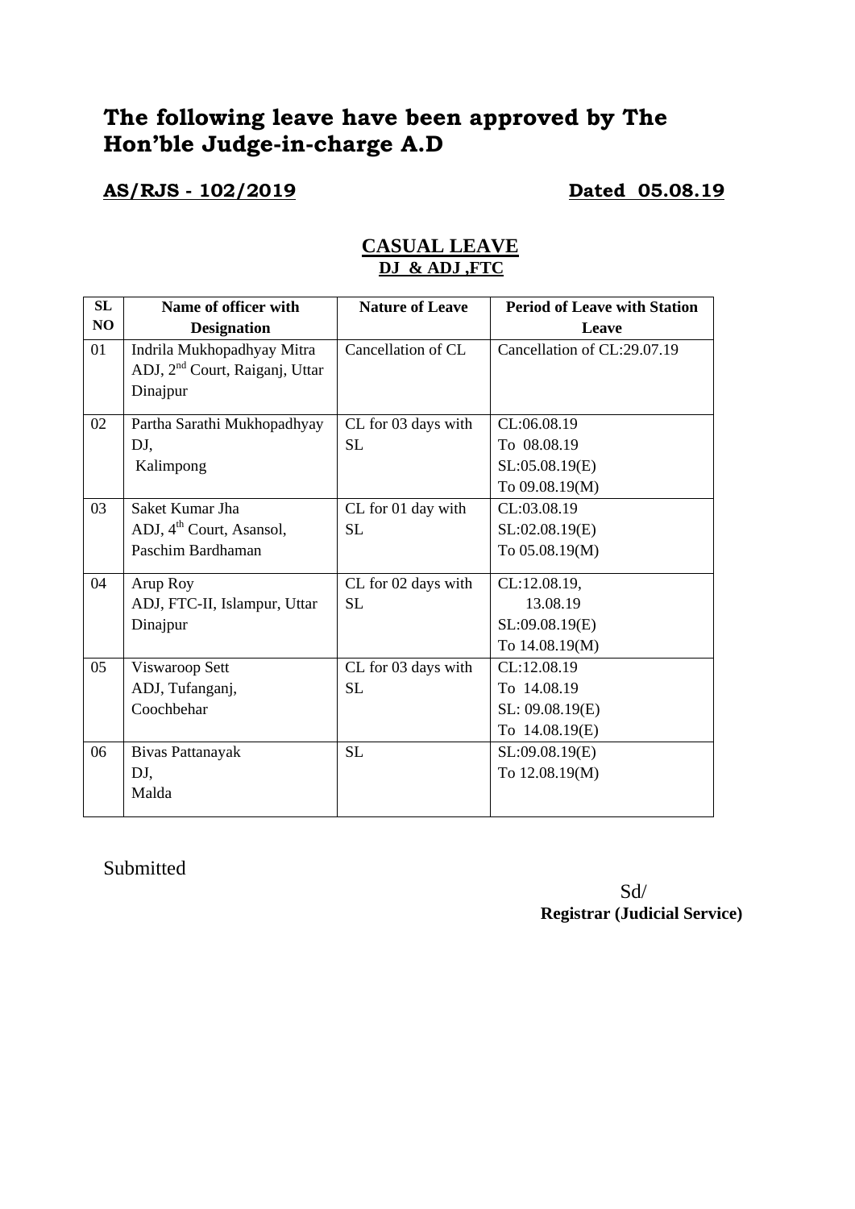# The following leave have been approved by The Hon'ble Judge-in-charge A.D

**AS/RJS - 102/2019** **Dated 05.08.19**

## CASUAL LEAVE

**DJ & ADJ ,FTC**

| SL NO | Name of officer with Designation | Nature of Leave | Period of Leave with Station Leave |
|---|---|---|---|
| 01 | Indrila Mukhopadhyay Mitra<br>ADJ, 2nd Court, Raiganj, Uttar Dinajpur | Cancellation of CL | Cancellation of CL:29.07.19 |
| 02 | Partha Sarathi Mukhopadhyay<br>DJ,<br>Kalimpong | CL for 03 days with SL | CL:06.08.19<br>To 08.08.19<br>SL:05.08.19(E)<br>To 09.08.19(M) |
| 03 | Saket Kumar Jha<br>ADJ, 4th Court, Asansol, Paschim Bardhaman | CL for 01 day with SL | CL:03.08.19<br>SL:02.08.19(E)<br>To 05.08.19(M) |
| 04 | Arup Roy<br>ADJ, FTC-II, Islampur, Uttar Dinajpur | CL for 02 days with SL | CL:12.08.19,<br>13.08.19<br>SL:09.08.19(E)<br>To 14.08.19(M) |
| 05 | Viswaroop Sett<br>ADJ, Tufanganj,<br>Coochbehar | CL for 03 days with SL | CL:12.08.19<br>To 14.08.19<br>SL: 09.08.19(E)<br>To 14.08.19(E) |
| 06 | Bivas Pattanayak<br>DJ,<br>Malda | SL | SL:09.08.19(E)<br>To 12.08.19(M) |

Submitted

Sd/
**Registrar (Judicial Service)**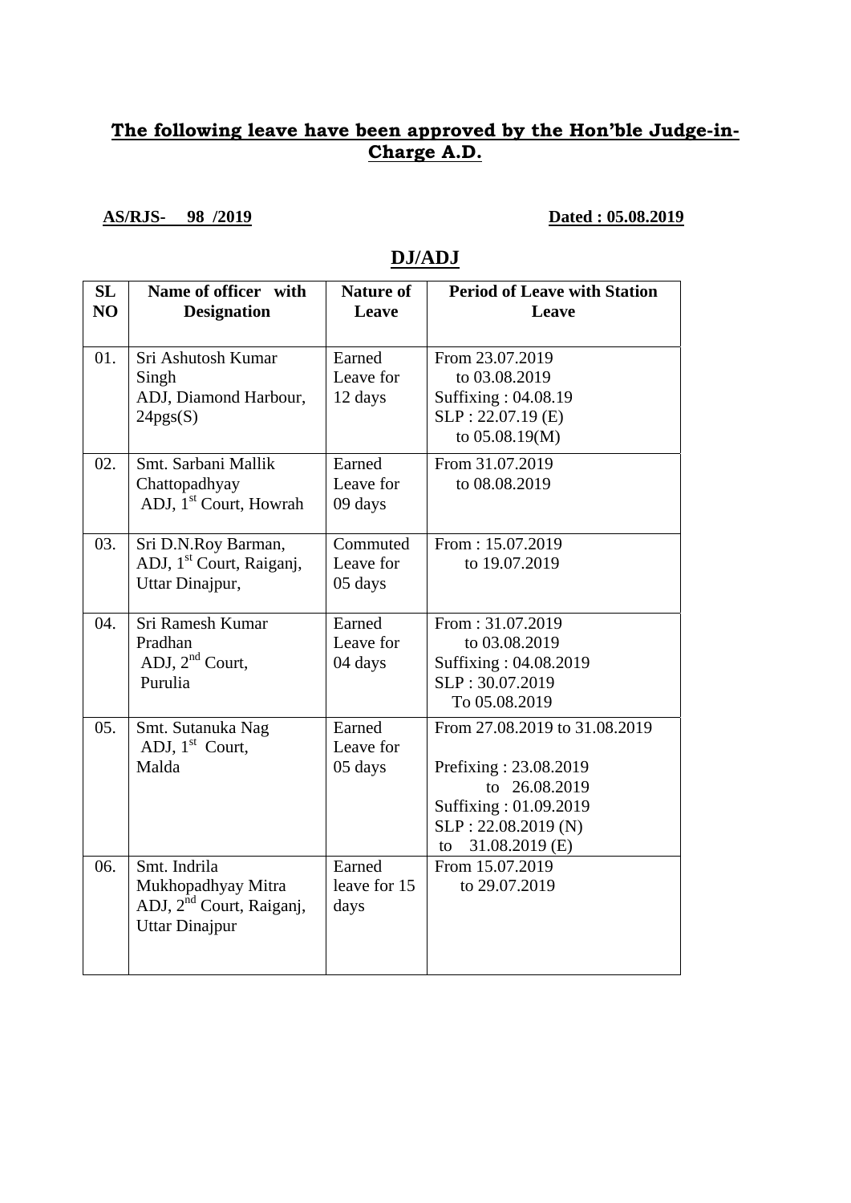## The following leave have been approved by the Hon'ble Judge-in-Charge A.D.

**AS/RJS- 98 /2019** **Dated : 05.08.2019**

## DJ/ADJ

| SL NO | Name of officer with Designation | Nature of Leave | Period of Leave with Station Leave |
|---|---|---|---|
| 01. | Sri Ashutosh Kumar Singh ADJ, Diamond Harbour, 24pgs(S) | Earned Leave for 12 days | From 23.07.2019 to 03.08.2019 Suffixing : 04.08.19 SLP : 22.07.19 (E) to 05.08.19(M) |
| 02. | Smt. Sarbani Mallik Chattopadhyay ADJ, 1st Court, Howrah | Earned Leave for 09 days | From 31.07.2019 to 08.08.2019 |
| 03. | Sri D.N.Roy Barman, ADJ, 1st Court, Raiganj, Uttar Dinajpur, | Commuted Leave for 05 days | From : 15.07.2019 to 19.07.2019 |
| 04. | Sri Ramesh Kumar Pradhan ADJ, 2nd Court, Purulia | Earned Leave for 04 days | From : 31.07.2019 to 03.08.2019 Suffixing : 04.08.2019 SLP : 30.07.2019 To 05.08.2019 |
| 05. | Smt. Sutanuka Nag ADJ, 1st Court, Malda | Earned Leave for 05 days | From 27.08.2019 to 31.08.2019 Prefixing : 23.08.2019 to 26.08.2019 Suffixing : 01.09.2019 SLP : 22.08.2019 (N) to 31.08.2019 (E) |
| 06. | Smt. Indrila Mukhopadhyay Mitra ADJ, 2nd Court, Raiganj, Uttar Dinajpur | Earned leave for 15 days | From 15.07.2019 to 29.07.2019 |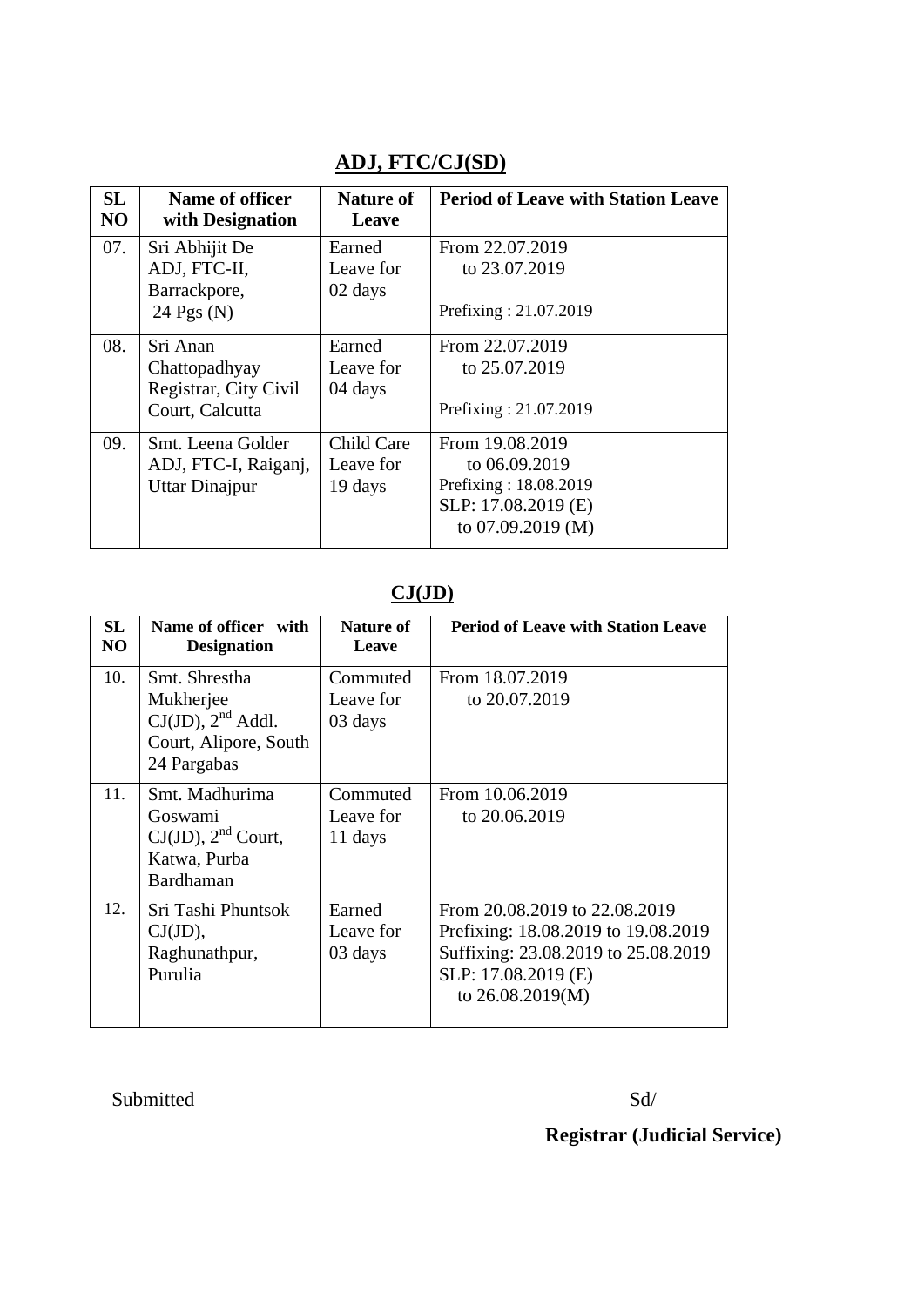## ADJ, FTC/CJ(SD)

| SL NO | Name of officer with Designation | Nature of Leave | Period of Leave with Station Leave |
|---|---|---|---|
| 07. | Sri Abhijit De ADJ, FTC-II, Barrackpore, 24 Pgs (N) | Earned Leave for 02 days | From 22.07.2019 to 23.07.2019<br><br>Prefixing : 21.07.2019 |
| 08. | Sri Anan Chattopadhyay Registrar, City Civil Court, Calcutta | Earned Leave for 04 days | From 22.07.2019 to 25.07.2019<br><br>Prefixing : 21.07.2019 |
| 09. | Smt. Leena Golder ADJ, FTC-I, Raiganj, Uttar Dinajpur | Child Care Leave for 19 days | From 19.08.2019 to 06.09.2019<br>Prefixing : 18.08.2019<br>SLP: 17.08.2019 (E) to 07.09.2019 (M) |

## CJ(JD)

| SL NO | Name of officer with Designation | Nature of Leave | Period of Leave with Station Leave |
|---|---|---|---|
| 10. | Smt. Shrestha Mukherjee CJ(JD), 2nd Addl. Court, Alipore, South 24 Pargabas | Commuted Leave for 03 days | From 18.07.2019 to 20.07.2019 |
| 11. | Smt. Madhurima Goswami CJ(JD), 2nd Court, Katwa, Purba Bardhaman | Commuted Leave for 11 days | From 10.06.2019 to 20.06.2019 |
| 12. | Sri Tashi Phuntsok CJ(JD), Raghunathpur, Purulia | Earned Leave for 03 days | From 20.08.2019 to 22.08.2019<br>Prefixing: 18.08.2019 to 19.08.2019<br>Suffixing: 23.08.2019 to 25.08.2019<br>SLP: 17.08.2019 (E) to 26.08.2019(M) |

Submitted

Sd/

**Registrar (Judicial Service)**